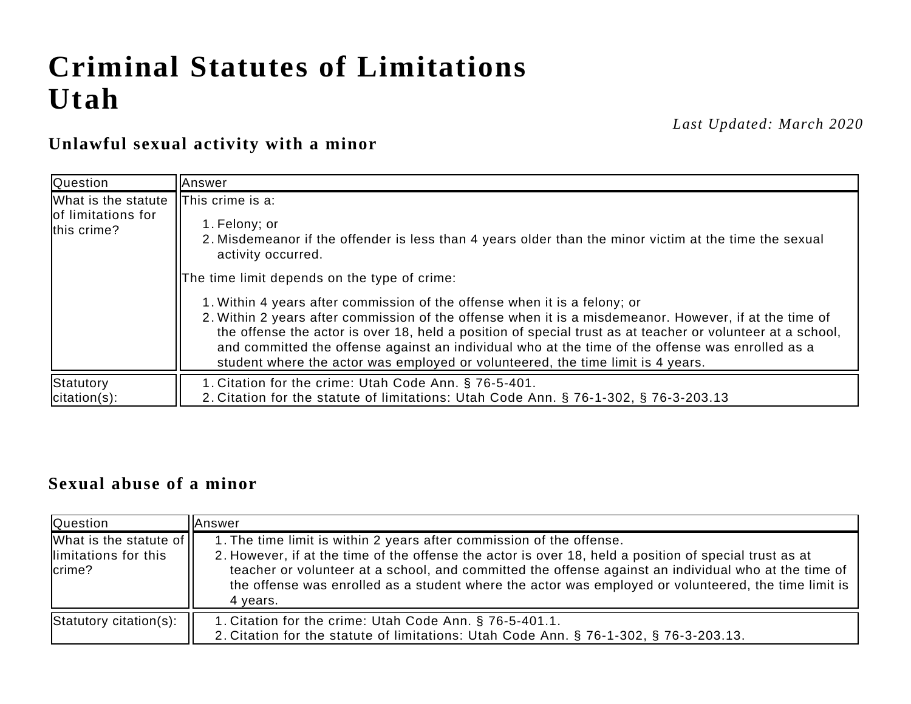# Criminal Statutes of Limitations Utah

*Last Updated: March 2020*

### Unlawful sexual activity with a minor

| Question | Answer |
|---|---|
| What is the statute of limitations for this crime? | This crime is a:<br><br>1. Felony; or<br>2. Misdemeanor if the offender is less than 4 years older than the minor victim at the time the sexual activity occurred.<br><br>The time limit depends on the type of crime:<br><br>1. Within 4 years after commission of the offense when it is a felony; or<br>2. Within 2 years after commission of the offense when it is a misdemeanor. However, if at the time of the offense the actor is over 18, held a position of special trust as at teacher or volunteer at a school, and committed the offense against an individual who at the time of the offense was enrolled as a student where the actor was employed or volunteered, the time limit is 4 years. |
| Statutory citation(s): | 1. Citation for the crime: Utah Code Ann. § 76-5-401.<br>2. Citation for the statute of limitations: Utah Code Ann. § 76-1-302, § 76-3-203.13 |

### Sexual abuse of a minor

| Question | Answer |
|---|---|
| What is the statute of limitations for this crime? | 1. The time limit is within 2 years after commission of the offense.<br>2. However, if at the time of the offense the actor is over 18, held a position of special trust as at teacher or volunteer at a school, and committed the offense against an individual who at the time of the offense was enrolled as a student where the actor was employed or volunteered, the time limit is 4 years. |
| Statutory citation(s): | 1. Citation for the crime: Utah Code Ann. § 76-5-401.1.<br>2. Citation for the statute of limitations: Utah Code Ann. § 76-1-302, § 76-3-203.13. |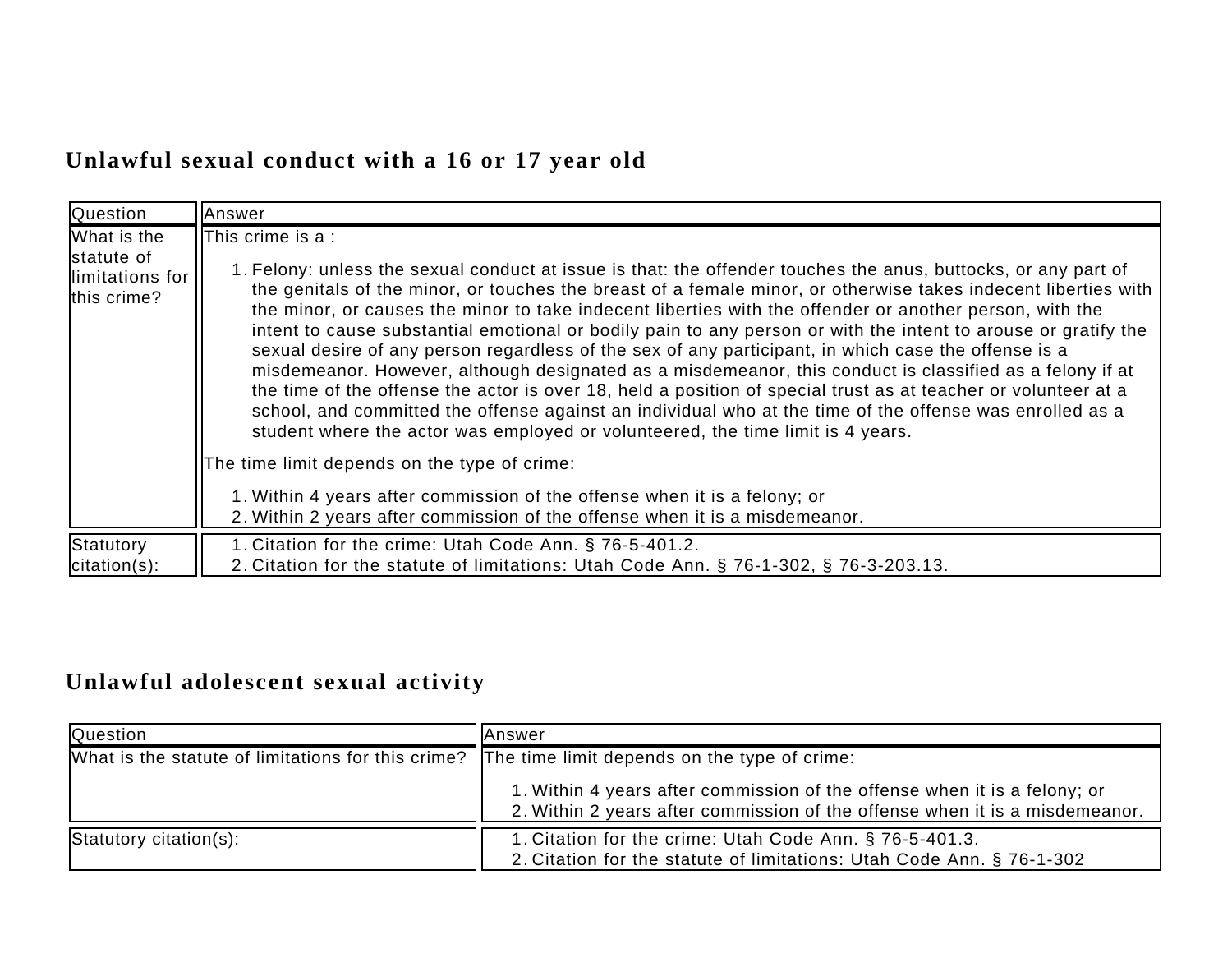## Unlawful sexual conduct with a 16 or 17 year old

| Question | Answer |
|---|---|
| What is the statute of limitations for this crime? | This crime is a :<br><br>1. Felony: unless the sexual conduct at issue is that: the offender touches the anus, buttocks, or any part of the genitals of the minor, or touches the breast of a female minor, or otherwise takes indecent liberties with the minor, or causes the minor to take indecent liberties with the offender or another person, with the intent to cause substantial emotional or bodily pain to any person or with the intent to arouse or gratify the sexual desire of any person regardless of the sex of any participant, in which case the offense is a misdemeanor. However, although designated as a misdemeanor, this conduct is classified as a felony if at the time of the offense the actor is over 18, held a position of special trust as at teacher or volunteer at a school, and committed the offense against an individual who at the time of the offense was enrolled as a student where the actor was employed or volunteered, the time limit is 4 years.<br><br>The time limit depends on the type of crime:<br><br>1. Within 4 years after commission of the offense when it is a felony; or<br>2. Within 2 years after commission of the offense when it is a misdemeanor. |
| Statutory citation(s): | 1. Citation for the crime: Utah Code Ann. § 76-5-401.2.<br>2. Citation for the statute of limitations: Utah Code Ann. § 76-1-302, § 76-3-203.13. |

## Unlawful adolescent sexual activity

| Question | Answer |
|---|---|
| What is the statute of limitations for this crime? | The time limit depends on the type of crime:<br><br>1. Within 4 years after commission of the offense when it is a felony; or<br>2. Within 2 years after commission of the offense when it is a misdemeanor. |
| Statutory citation(s): | 1. Citation for the crime: Utah Code Ann. § 76-5-401.3.<br>2. Citation for the statute of limitations: Utah Code Ann. § 76-1-302 |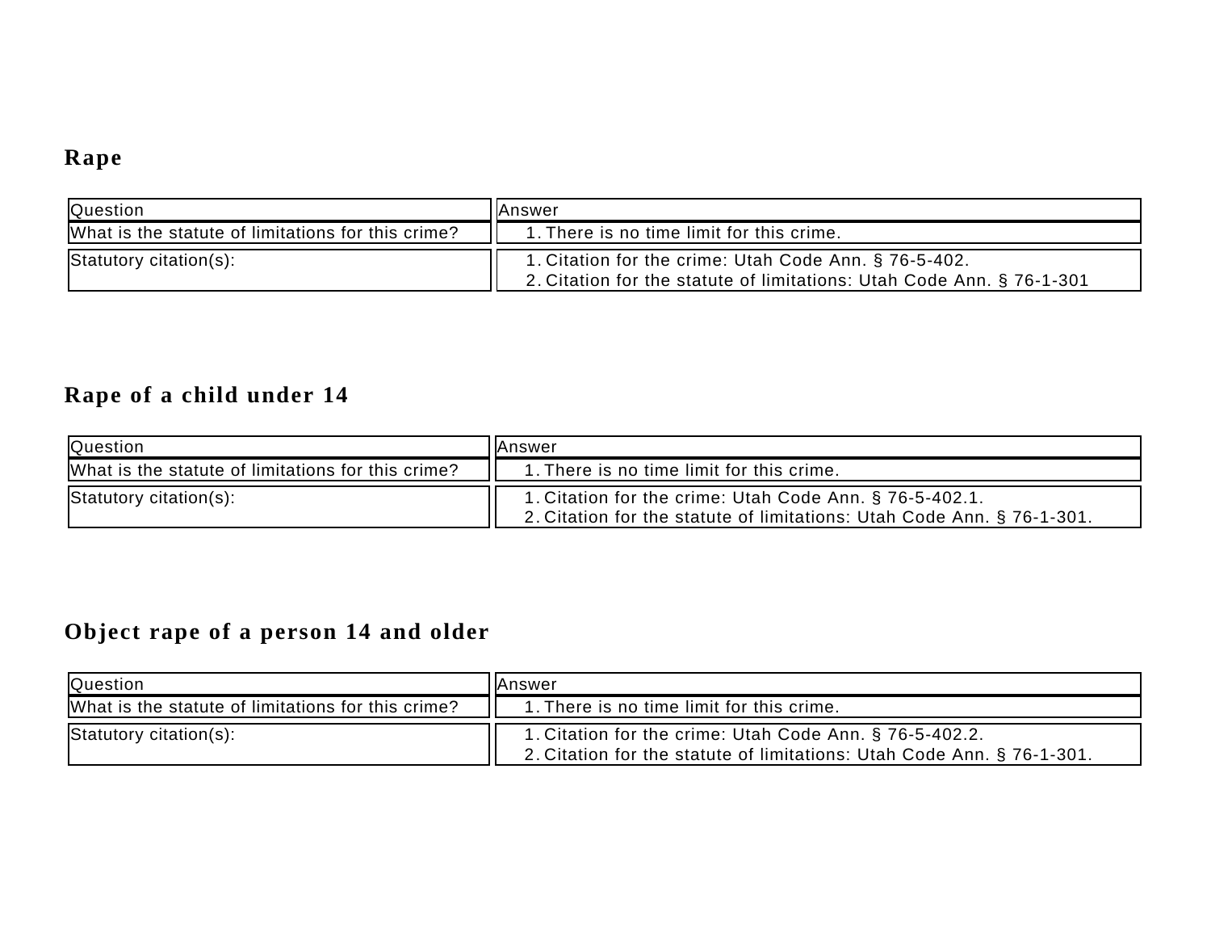## Rape

| Question | Answer |
| --- | --- |
| What is the statute of limitations for this crime? | 1. There is no time limit for this crime. |
| Statutory citation(s): | 1. Citation for the crime: Utah Code Ann. § 76-5-402.<br>2. Citation for the statute of limitations: Utah Code Ann. § 76-1-301 |

## Rape of a child under 14

| Question | Answer |
| --- | --- |
| What is the statute of limitations for this crime? | 1. There is no time limit for this crime. |
| Statutory citation(s): | 1. Citation for the crime: Utah Code Ann. § 76-5-402.1.<br>2. Citation for the statute of limitations: Utah Code Ann. § 76-1-301. |

## Object rape of a person 14 and older

| Question | Answer |
| --- | --- |
| What is the statute of limitations for this crime? | 1. There is no time limit for this crime. |
| Statutory citation(s): | 1. Citation for the crime: Utah Code Ann. § 76-5-402.2.<br>2. Citation for the statute of limitations: Utah Code Ann. § 76-1-301. |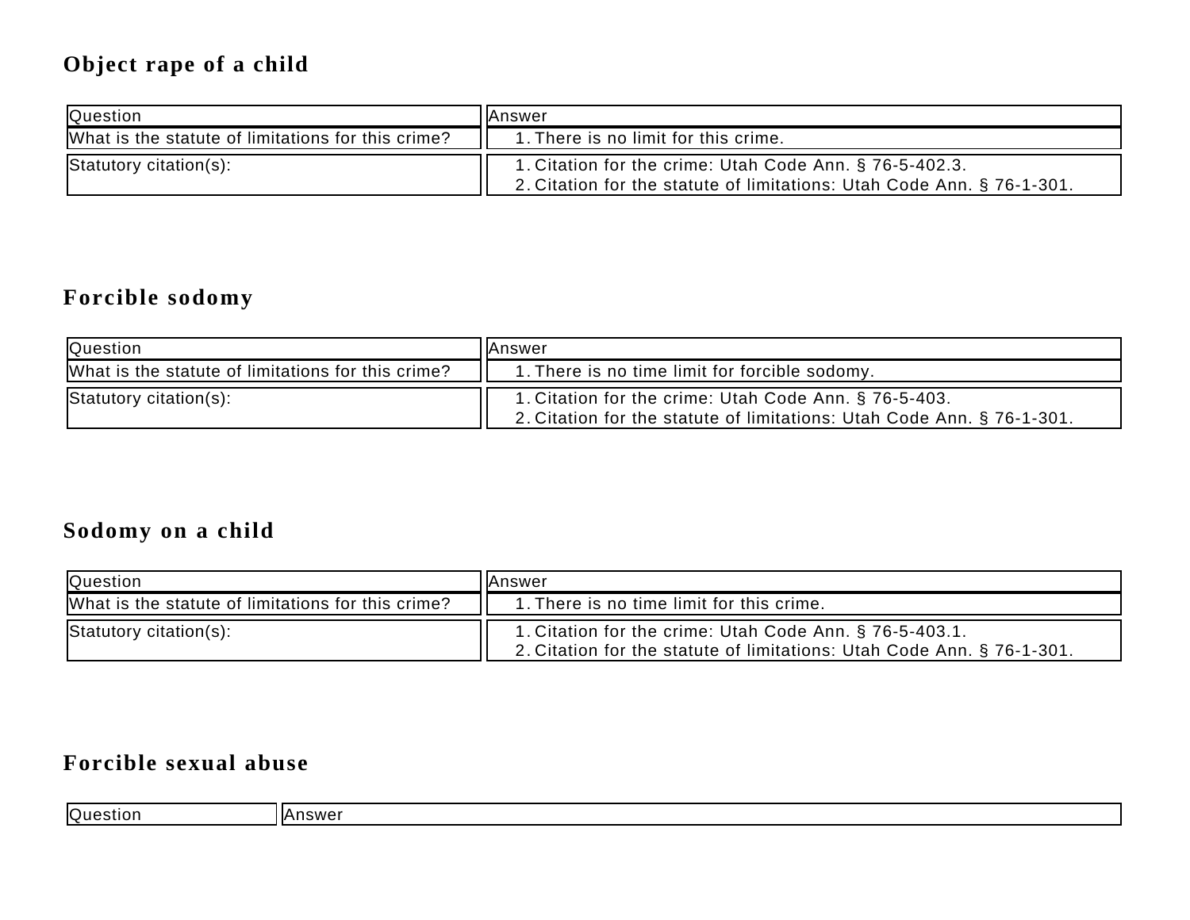## Object rape of a child

| Question | Answer |
|---|---|
| What is the statute of limitations for this crime? | 1. There is no limit for this crime. |
| Statutory citation(s): | 1. Citation for the crime: Utah Code Ann. § 76-5-402.3.<br>2. Citation for the statute of limitations: Utah Code Ann. § 76-1-301. |

## Forcible sodomy

| Question | Answer |
|---|---|
| What is the statute of limitations for this crime? | 1. There is no time limit for forcible sodomy. |
| Statutory citation(s): | 1. Citation for the crime: Utah Code Ann. § 76-5-403.<br>2. Citation for the statute of limitations: Utah Code Ann. § 76-1-301. |

## Sodomy on a child

| Question | Answer |
|---|---|
| What is the statute of limitations for this crime? | 1. There is no time limit for this crime. |
| Statutory citation(s): | 1. Citation for the crime: Utah Code Ann. § 76-5-403.1.<br>2. Citation for the statute of limitations: Utah Code Ann. § 76-1-301. |

## Forcible sexual abuse

| Question | Answer |
|---|---|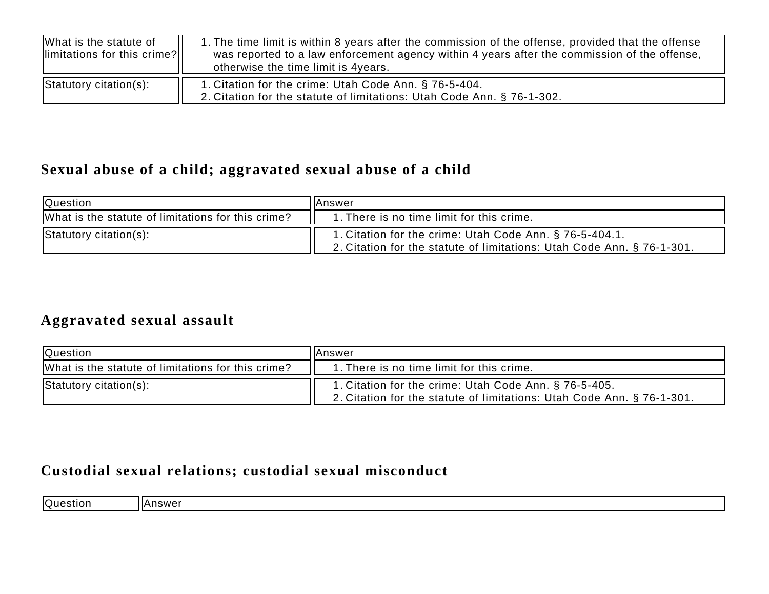| | |
|---|---|
| What is the statute of limitations for this crime? | 1. The time limit is within 8 years after the commission of the offense, provided that the offense was reported to a law enforcement agency within 4 years after the commission of the offense, otherwise the time limit is 4years. |
| Statutory citation(s): | 1. Citation for the crime: Utah Code Ann. § 76-5-404.<br>2. Citation for the statute of limitations: Utah Code Ann. § 76-1-302. |

## Sexual abuse of a child; aggravated sexual abuse of a child

| Question | Answer |
|---|---|
| What is the statute of limitations for this crime? | 1. There is no time limit for this crime. |
| Statutory citation(s): | 1. Citation for the crime: Utah Code Ann. § 76-5-404.1.<br>2. Citation for the statute of limitations: Utah Code Ann. § 76-1-301. |

## Aggravated sexual assault

| Question | Answer |
|---|---|
| What is the statute of limitations for this crime? | 1. There is no time limit for this crime. |
| Statutory citation(s): | 1. Citation for the crime: Utah Code Ann. § 76-5-405.<br>2. Citation for the statute of limitations: Utah Code Ann. § 76-1-301. |

## Custodial sexual relations; custodial sexual misconduct

| Question | Answer |
|---|---|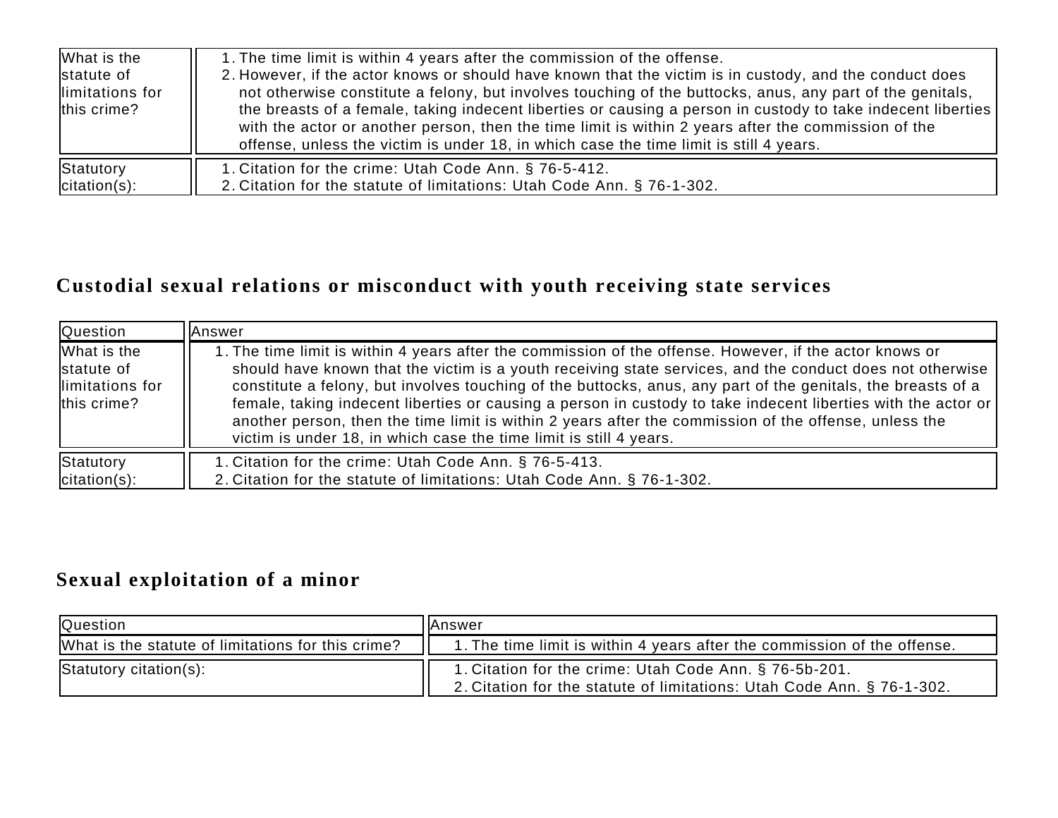| | |
|---|---|
| What is the statute of limitations for this crime? | 1. The time limit is within 4 years after the commission of the offense.<br>2. However, if the actor knows or should have known that the victim is in custody, and the conduct does not otherwise constitute a felony, but involves touching of the buttocks, anus, any part of the genitals, the breasts of a female, taking indecent liberties or causing a person in custody to take indecent liberties with the actor or another person, then the time limit is within 2 years after the commission of the offense, unless the victim is under 18, in which case the time limit is still 4 years. |
| Statutory citation(s): | 1. Citation for the crime: Utah Code Ann. § 76-5-412.<br>2. Citation for the statute of limitations: Utah Code Ann. § 76-1-302. |

## Custodial sexual relations or misconduct with youth receiving state services

| Question | Answer |
|---|---|
| What is the statute of limitations for this crime? | 1. The time limit is within 4 years after the commission of the offense. However, if the actor knows or should have known that the victim is a youth receiving state services, and the conduct does not otherwise constitute a felony, but involves touching of the buttocks, anus, any part of the genitals, the breasts of a female, taking indecent liberties or causing a person in custody to take indecent liberties with the actor or another person, then the time limit is within 2 years after the commission of the offense, unless the victim is under 18, in which case the time limit is still 4 years. |
| Statutory citation(s): | 1. Citation for the crime: Utah Code Ann. § 76-5-413.<br>2. Citation for the statute of limitations: Utah Code Ann. § 76-1-302. |

## Sexual exploitation of a minor

| Question | Answer |
|---|---|
| What is the statute of limitations for this crime? | 1. The time limit is within 4 years after the commission of the offense. |
| Statutory citation(s): | 1. Citation for the crime: Utah Code Ann. § 76-5b-201.<br>2. Citation for the statute of limitations: Utah Code Ann. § 76-1-302. |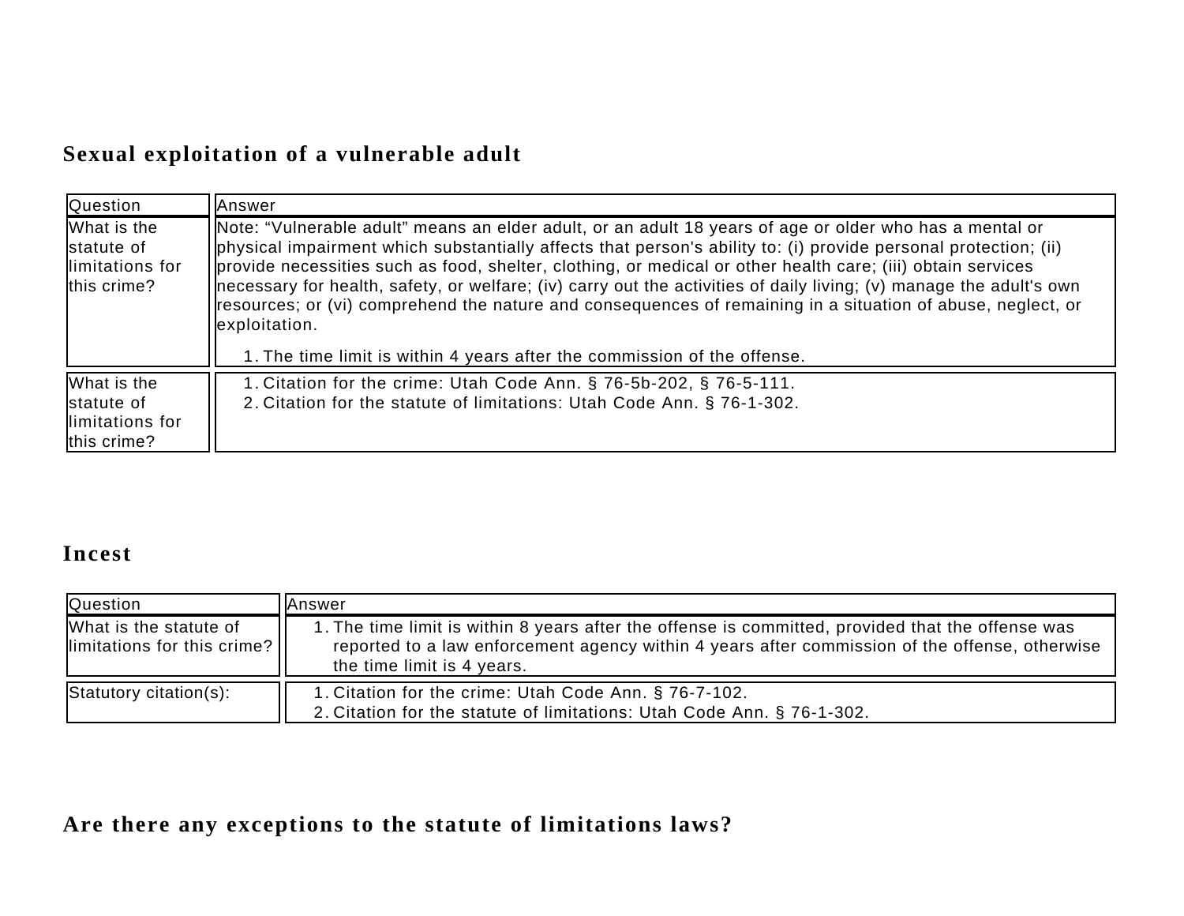## Sexual exploitation of a vulnerable adult

| Question | Answer |
|---|---|
| What is the statute of limitations for this crime? | Note: “Vulnerable adult” means an elder adult, or an adult 18 years of age or older who has a mental or physical impairment which substantially affects that person's ability to: (i) provide personal protection; (ii) provide necessities such as food, shelter, clothing, or medical or other health care; (iii) obtain services necessary for health, safety, or welfare; (iv) carry out the activities of daily living; (v) manage the adult's own resources; or (vi) comprehend the nature and consequences of remaining in a situation of abuse, neglect, or exploitation.<br><br>1. The time limit is within 4 years after the commission of the offense. |
| What is the statute of limitations for this crime? | 1. Citation for the crime: Utah Code Ann. § 76-5b-202, § 76-5-111.<br>2. Citation for the statute of limitations: Utah Code Ann. § 76-1-302. |

## Incest

| Question | Answer |
|---|---|
| What is the statute of limitations for this crime? | 1. The time limit is within 8 years after the offense is committed, provided that the offense was reported to a law enforcement agency within 4 years after commission of the offense, otherwise the time limit is 4 years. |
| Statutory citation(s): | 1. Citation for the crime: Utah Code Ann. § 76-7-102.<br>2. Citation for the statute of limitations: Utah Code Ann. § 76-1-302. |

## Are there any exceptions to the statute of limitations laws?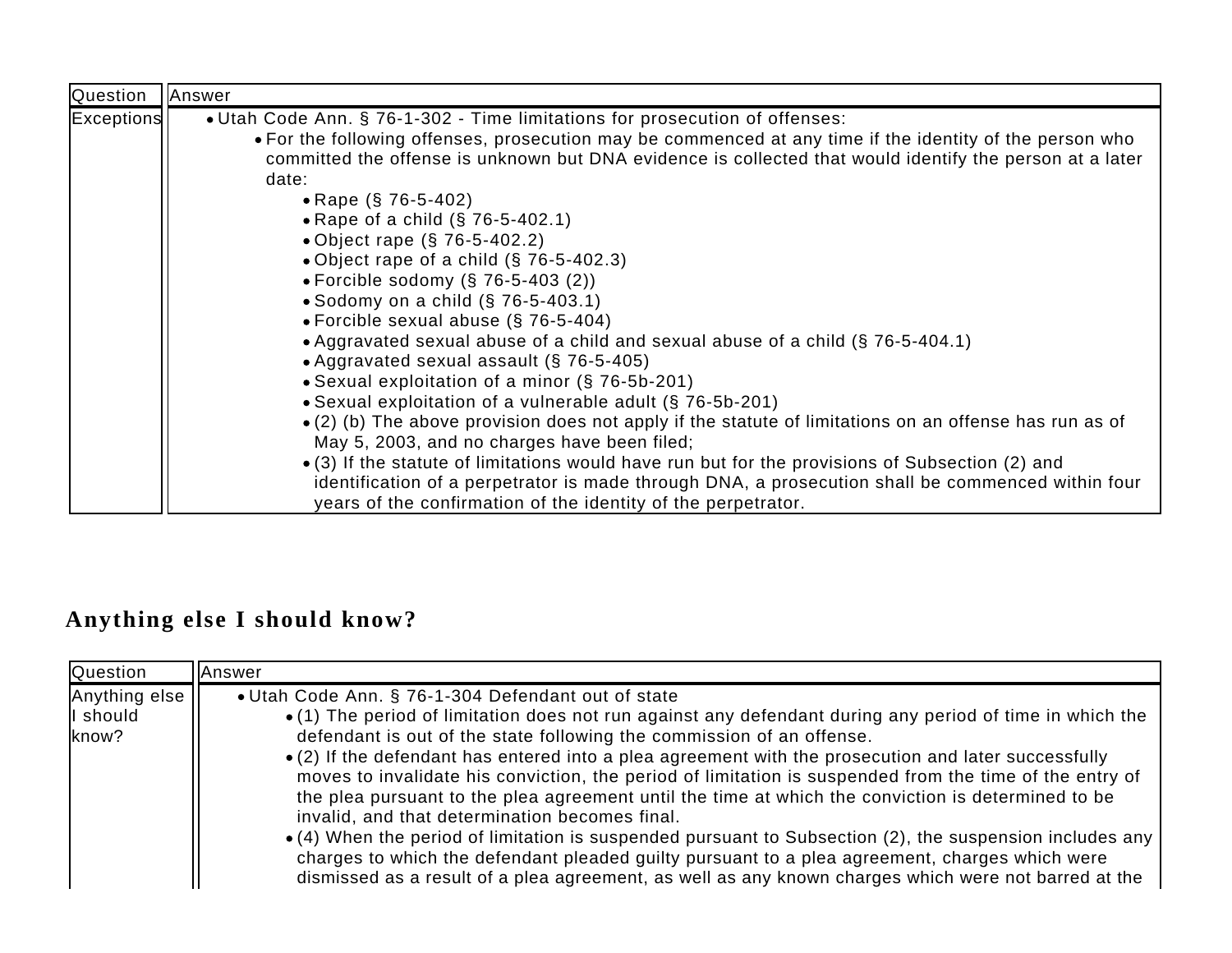| Question | Answer |
| --- | --- |
| Exceptions | • Utah Code Ann. § 76-1-302 - Time limitations for prosecution of offenses:<br>  • For the following offenses, prosecution may be commenced at any time if the identity of the person who committed the offense is unknown but DNA evidence is collected that would identify the person at a later date:<br>    • Rape (§ 76-5-402)<br>    • Rape of a child (§ 76-5-402.1)<br>    • Object rape (§ 76-5-402.2)<br>    • Object rape of a child (§ 76-5-402.3)<br>    • Forcible sodomy (§ 76-5-403 (2))<br>    • Sodomy on a child (§ 76-5-403.1)<br>    • Forcible sexual abuse (§ 76-5-404)<br>    • Aggravated sexual abuse of a child and sexual abuse of a child (§ 76-5-404.1)<br>    • Aggravated sexual assault (§ 76-5-405)<br>    • Sexual exploitation of a minor (§ 76-5b-201)<br>    • Sexual exploitation of a vulnerable adult (§ 76-5b-201)<br>    • (2) (b) The above provision does not apply if the statute of limitations on an offense has run as of May 5, 2003, and no charges have been filed;<br>    • (3) If the statute of limitations would have run but for the provisions of Subsection (2) and identification of a perpetrator is made through DNA, a prosecution shall be commenced within four years of the confirmation of the identity of the perpetrator. |

## Anything else I should know?

| Question | Answer |
| --- | --- |
| Anything else I should know? | • Utah Code Ann. § 76-1-304 Defendant out of state<br>  • (1) The period of limitation does not run against any defendant during any period of time in which the defendant is out of the state following the commission of an offense.<br>  • (2) If the defendant has entered into a plea agreement with the prosecution and later successfully moves to invalidate his conviction, the period of limitation is suspended from the time of the entry of the plea pursuant to the plea agreement until the time at which the conviction is determined to be invalid, and that determination becomes final.<br>  • (4) When the period of limitation is suspended pursuant to Subsection (2), the suspension includes any charges to which the defendant pleaded guilty pursuant to a plea agreement, charges which were dismissed as a result of a plea agreement, as well as any known charges which were not barred at the |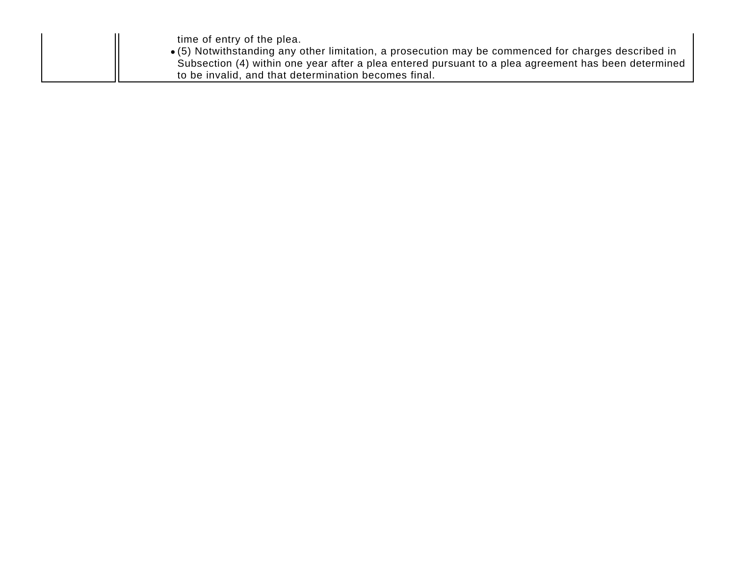| | |
|---|---|
| | time of entry of the plea.<br>• (5) Notwithstanding any other limitation, a prosecution may be commenced for charges described in Subsection (4) within one year after a plea entered pursuant to a plea agreement has been determined to be invalid, and that determination becomes final. |